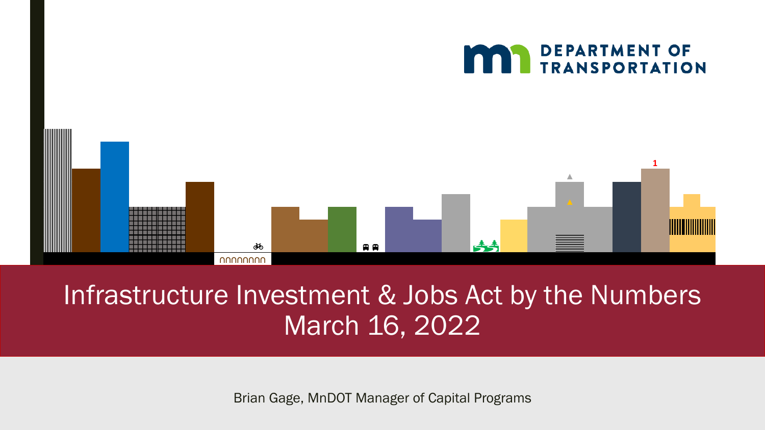DEPARTMENT OF TRANSPORTATION

# Infrastructure Investment & Jobs Act by the Numbers

March 16, 2022

Brian Gage, MnDOT Manager of Capital Programs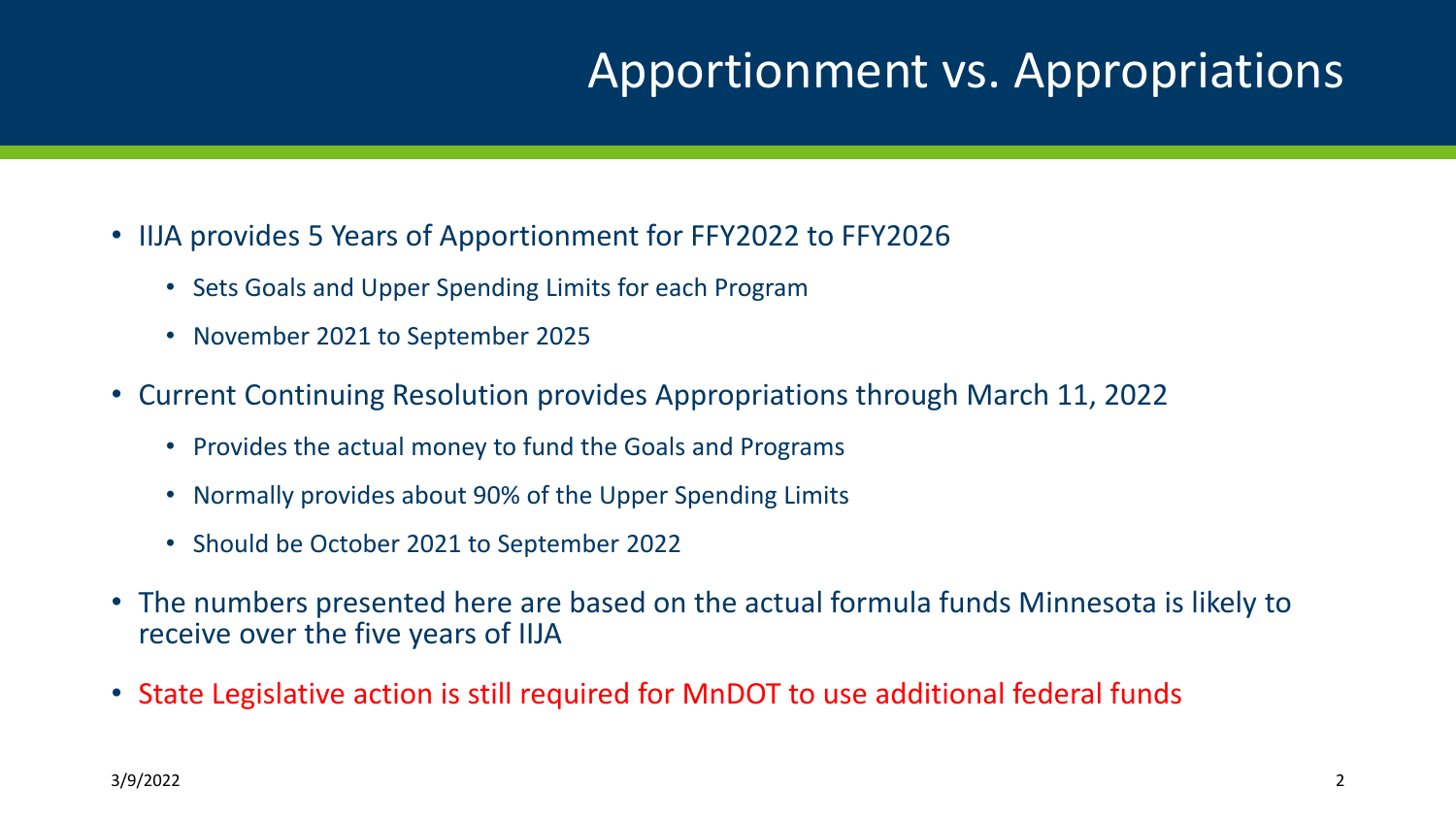# Apportionment vs. Appropriations

- IIJA provides 5 Years of Apportionment for FFY2022 to FFY2026
  - Sets Goals and Upper Spending Limits for each Program
  - November 2021 to September 2025
- Current Continuing Resolution provides Appropriations through March 11, 2022
  - Provides the actual money to fund the Goals and Programs
  - Normally provides about 90% of the Upper Spending Limits
  - Should be October 2021 to September 2022
- The numbers presented here are based on the actual formula funds Minnesota is likely to receive over the five years of IIJA
- State Legislative action is still required for MnDOT to use additional federal funds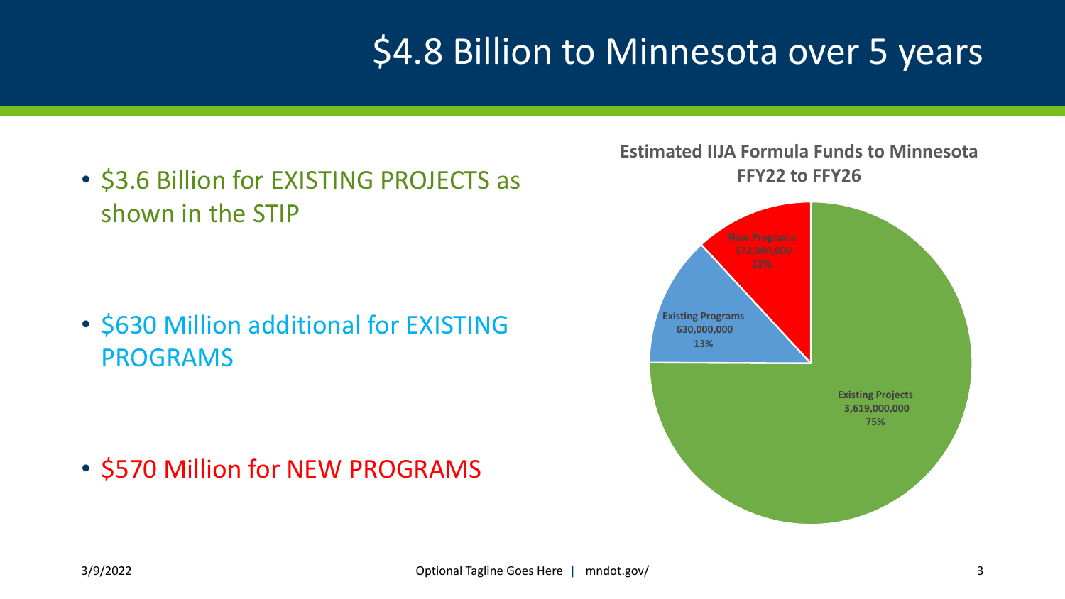# $4.8 Billion to Minnesota over 5 years

- $3.6 Billion for EXISTING PROJECTS as shown in the STIP
- $630 Million additional for EXISTING PROGRAMS
- $570 Million for NEW PROGRAMS

**Estimated IIJA Formula Funds to Minnesota FFY22 to FFY26**

| Category | Amount | Share |
|---|---|---|
| New Programs | 572,000,000 | 12% |
| Existing Programs | 630,000,000 | 13% |
| Existing Projects | 3,619,000,000 | 75% |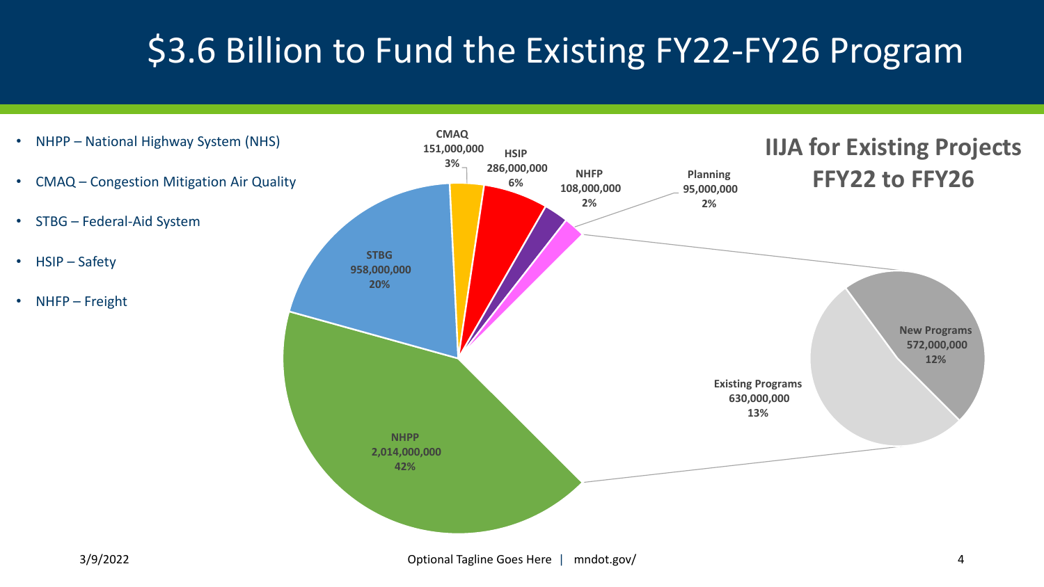# $3.6 Billion to Fund the Existing FY22-FY26 Program

- NHPP – National Highway System (NHS)
- CMAQ – Congestion Mitigation Air Quality
- STBG – Federal-Aid System
- HSIP – Safety
- NHFP – Freight

**IIJA for Existing Projects FFY22 to FFY26**

| Program | Amount | Percent |
|---|---|---|
| NHPP | 2,014,000,000 | 42% |
| STBG | 958,000,000 | 20% |
| CMAQ | 151,000,000 | 3% |
| HSIP | 286,000,000 | 6% |
| NHFP | 108,000,000 | 2% |
| Planning | 95,000,000 | 2% |
| Existing Programs | 630,000,000 | 13% |
| New Programs | 572,000,000 | 12% |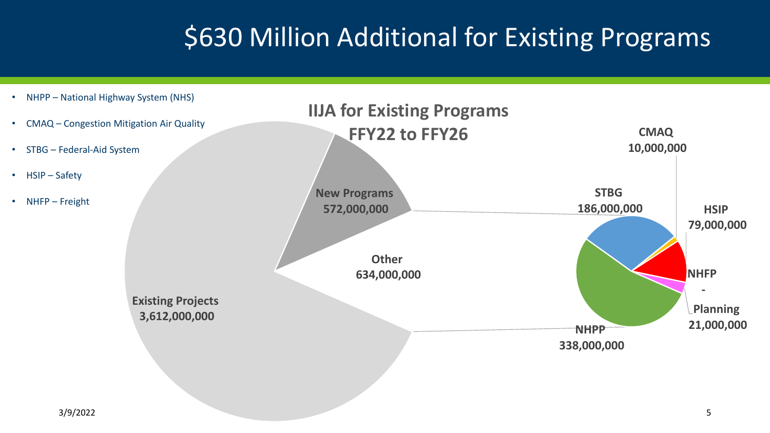# $630 Million Additional for Existing Programs

- NHPP – National Highway System (NHS)
- CMAQ – Congestion Mitigation Air Quality
- STBG – Federal-Aid System
- HSIP – Safety
- NHFP – Freight

**IIJA for Existing Programs**
**FFY22 to FFY26**

**Existing Projects**
**3,612,000,000**

**New Programs**
**572,000,000**

**Other**
**634,000,000**

**STBG**
**186,000,000**

**CMAQ**
**10,000,000**

**HSIP**
**79,000,000**

**NHFP - Planning**
**21,000,000**

**NHPP**
**338,000,000**

3/9/2022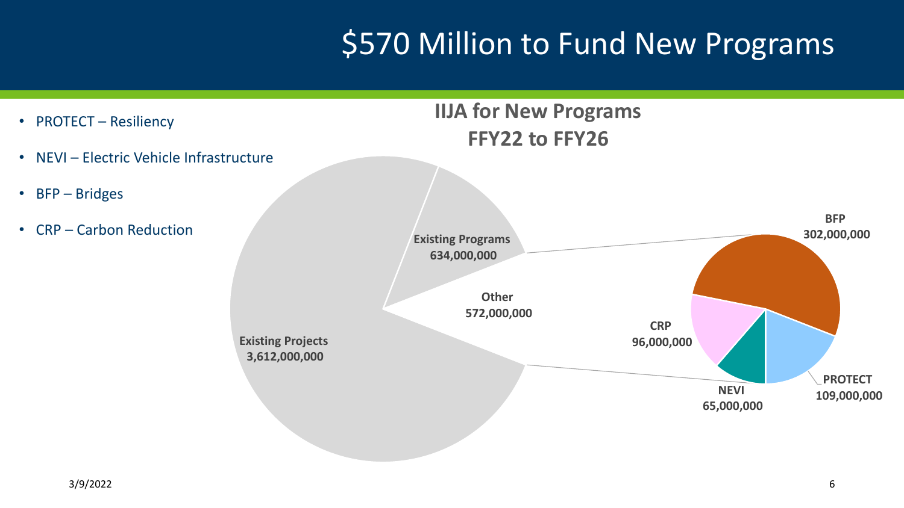# $570 Million to Fund New Programs

- PROTECT – Resiliency
- NEVI – Electric Vehicle Infrastructure
- BFP – Bridges
- CRP – Carbon Reduction

**IIJA for New Programs**
**FFY22 to FFY26**

**Existing Programs**
**634,000,000**

**Other**
**572,000,000**

**Existing Projects**
**3,612,000,000**

**BFP**
**302,000,000**

**CRP**
**96,000,000**

**NEVI**
**65,000,000**

**PROTECT**
**109,000,000**

3/9/2022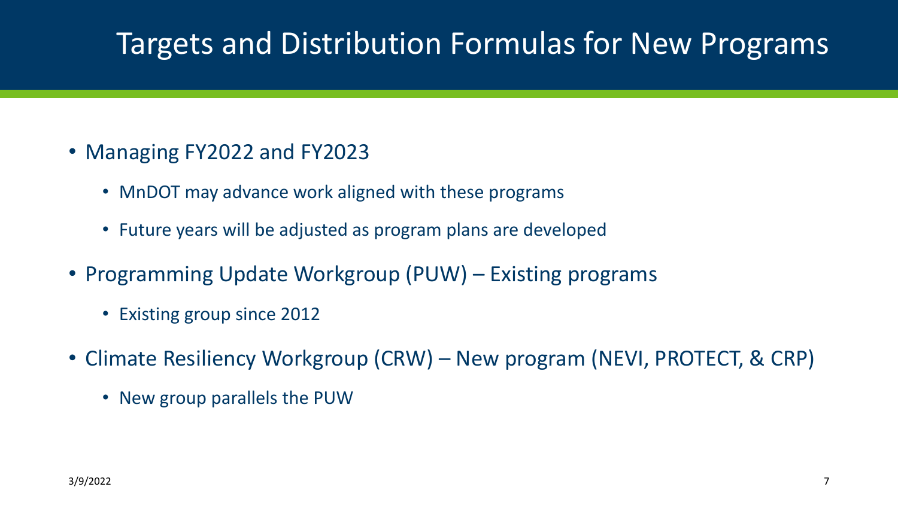# Targets and Distribution Formulas for New Programs

- Managing FY2022 and FY2023
  - MnDOT may advance work aligned with these programs
  - Future years will be adjusted as program plans are developed
- Programming Update Workgroup (PUW) – Existing programs
  - Existing group since 2012
- Climate Resiliency Workgroup (CRW) – New program (NEVI, PROTECT, & CRP)
  - New group parallels the PUW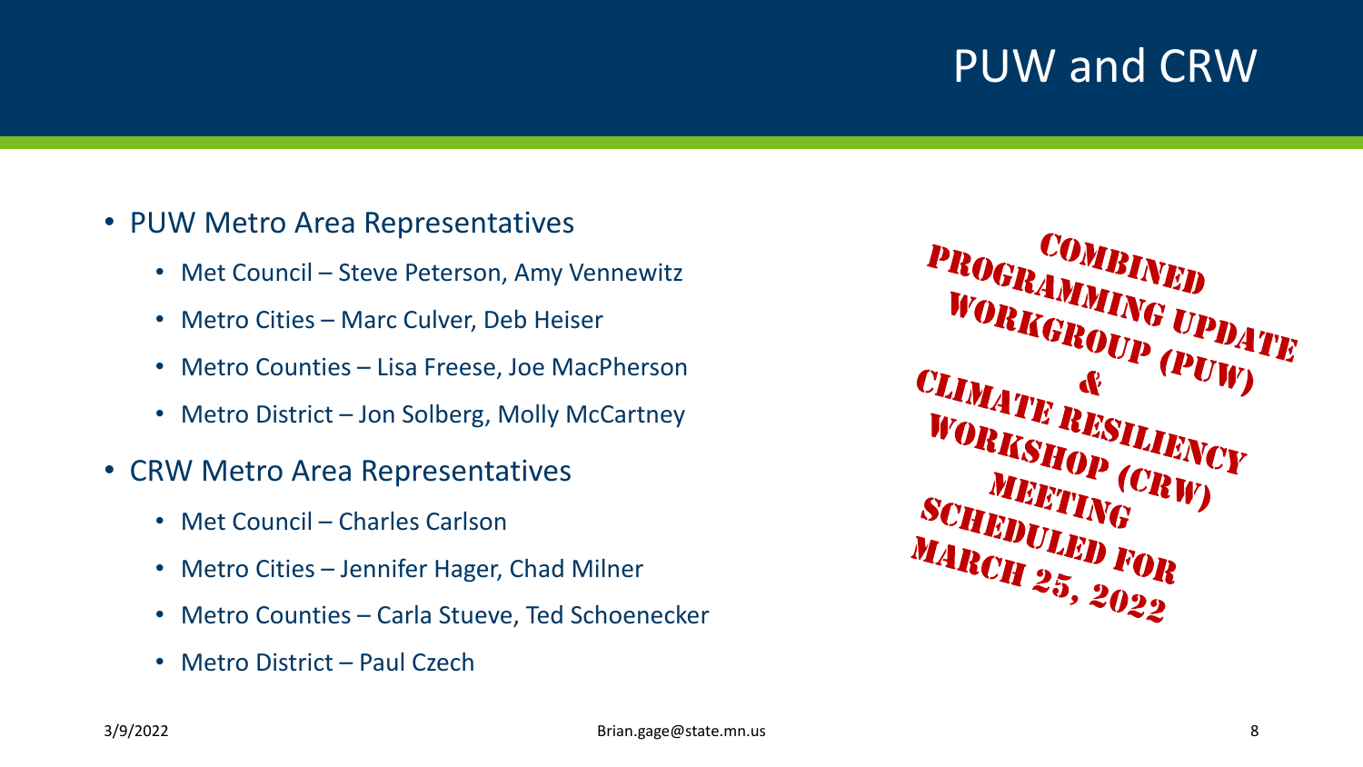# PUW and CRW

- PUW Metro Area Representatives
  - Met Council – Steve Peterson, Amy Vennewitz
  - Metro Cities – Marc Culver, Deb Heiser
  - Metro Counties – Lisa Freese, Joe MacPherson
  - Metro District – Jon Solberg, Molly McCartney
- CRW Metro Area Representatives
  - Met Council – Charles Carlson
  - Metro Cities – Jennifer Hager, Chad Milner
  - Metro Counties – Carla Stueve, Ted Schoenecker
  - Metro District – Paul Czech

Combined Programming Update Workgroup (PUW) & Climate Resiliency Workshop (CRW) Meeting Scheduled for March 25, 2022

3/9/2022

Brian.gage@state.mn.us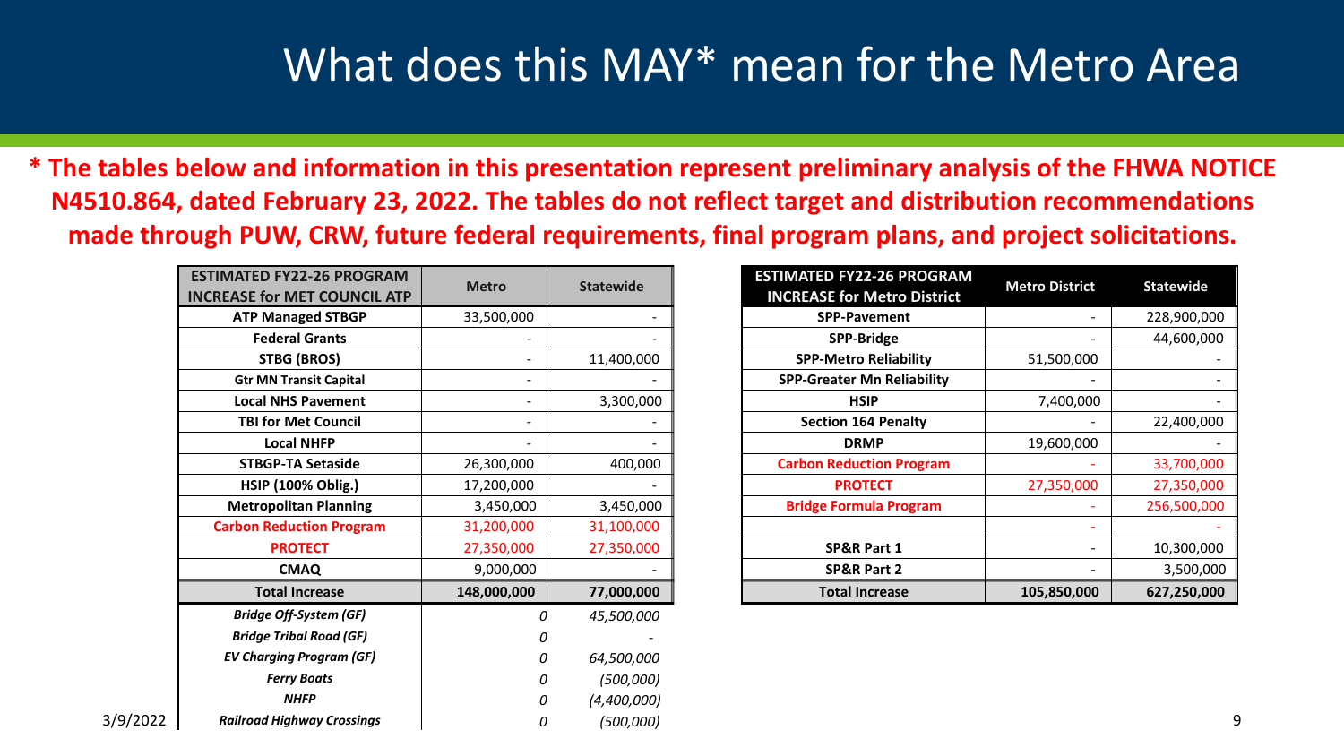# What does this MAY* mean for the Metro Area

**\* The tables below and information in this presentation represent preliminary analysis of the FHWA NOTICE N4510.864, dated February 23, 2022. The tables do not reflect target and distribution recommendations made through PUW, CRW, future federal requirements, final program plans, and project solicitations.**

| ESTIMATED FY22-26 PROGRAM INCREASE for MET COUNCIL ATP | Metro | Statewide |
|---|---|---|
| ATP Managed STBGP | 33,500,000 | - |
| Federal Grants | - | - |
| STBG (BROS) | - | 11,400,000 |
| Gtr MN Transit Capital | - | - |
| Local NHS Pavement | - | 3,300,000 |
| TBI for Met Council | - | - |
| Local NHFP | - | - |
| STBGP-TA Setaside | 26,300,000 | 400,000 |
| HSIP (100% Oblig.) | 17,200,000 | - |
| Metropolitan Planning | 3,450,000 | 3,450,000 |
| Carbon Reduction Program | 31,200,000 | 31,100,000 |
| PROTECT | 27,350,000 | 27,350,000 |
| CMAQ | 9,000,000 | - |
| **Total Increase** | **148,000,000** | **77,000,000** |
| *Bridge Off-System (GF)* | *0* | *45,500,000* |
| *Bridge Tribal Road (GF)* | *0* | *-* |
| *EV Charging Program (GF)* | *0* | *64,500,000* |
| *Ferry Boats* | *0* | *(500,000)* |
| *NHFP* | *0* | *(4,400,000)* |
| *Railroad Highway Crossings* | *0* | *(500,000)* |

| ESTIMATED FY22-26 PROGRAM INCREASE for Metro District | Metro District | Statewide |
|---|---|---|
| SPP-Pavement | - | 228,900,000 |
| SPP-Bridge | - | 44,600,000 |
| SPP-Metro Reliability | 51,500,000 | - |
| SPP-Greater Mn Reliability | - | - |
| HSIP | 7,400,000 | - |
| Section 164 Penalty | - | 22,400,000 |
| DRMP | 19,600,000 | - |
| Carbon Reduction Program | - | 33,700,000 |
| PROTECT | 27,350,000 | 27,350,000 |
| Bridge Formula Program | - | 256,500,000 |
| | - | - |
| SP&R Part 1 | - | 10,300,000 |
| SP&R Part 2 | - | 3,500,000 |
| **Total Increase** | **105,850,000** | **627,250,000** |

3/9/2022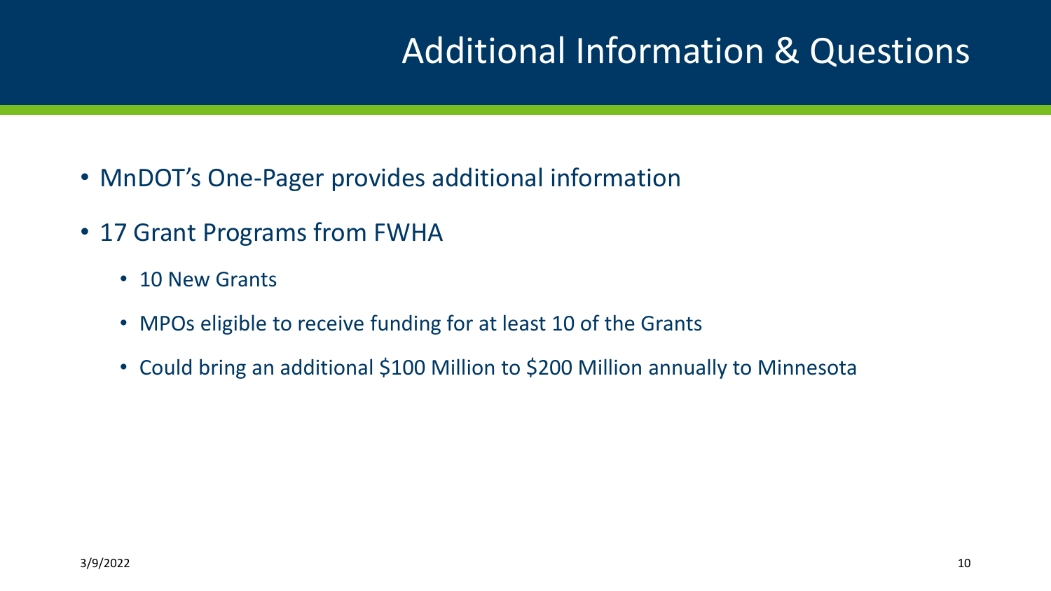# Additional Information & Questions

- MnDOT's One-Pager provides additional information
- 17 Grant Programs from FWHA
  - 10 New Grants
  - MPOs eligible to receive funding for at least 10 of the Grants
  - Could bring an additional $100 Million to $200 Million annually to Minnesota